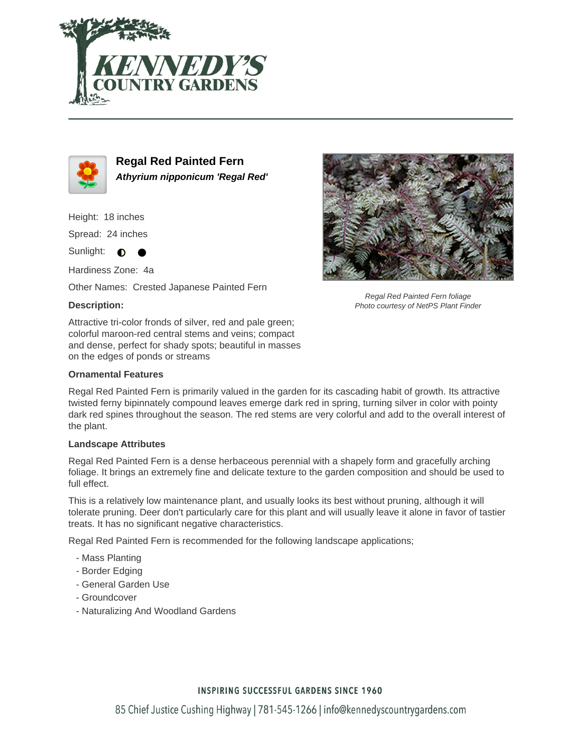# Regal Red Painted Fern

***Athyrium nipponicum 'Regal Red'***

Height: 18 inches

Spread: 24 inches

Sunlight: ◐ ●

Hardiness Zone: 4a

Other Names: Crested Japanese Painted Fern

Regal Red Painted Fern foliage
*Photo courtesy of NetPS Plant Finder*

### Description:

Attractive tri-color fronds of silver, red and pale green; colorful maroon-red central stems and veins; compact and dense, perfect for shady spots; beautiful in masses on the edges of ponds or streams

### Ornamental Features

Regal Red Painted Fern is primarily valued in the garden for its cascading habit of growth. Its attractive twisted ferny bipinnately compound leaves emerge dark red in spring, turning silver in color with pointy dark red spines throughout the season. The red stems are very colorful and add to the overall interest of the plant.

### Landscape Attributes

Regal Red Painted Fern is a dense herbaceous perennial with a shapely form and gracefully arching foliage. It brings an extremely fine and delicate texture to the garden composition and should be used to full effect.

This is a relatively low maintenance plant, and usually looks its best without pruning, although it will tolerate pruning. Deer don't particularly care for this plant and will usually leave it alone in favor of tastier treats. It has no significant negative characteristics.

Regal Red Painted Fern is recommended for the following landscape applications;

- Mass Planting
- Border Edging
- General Garden Use
- Groundcover
- Naturalizing And Woodland Gardens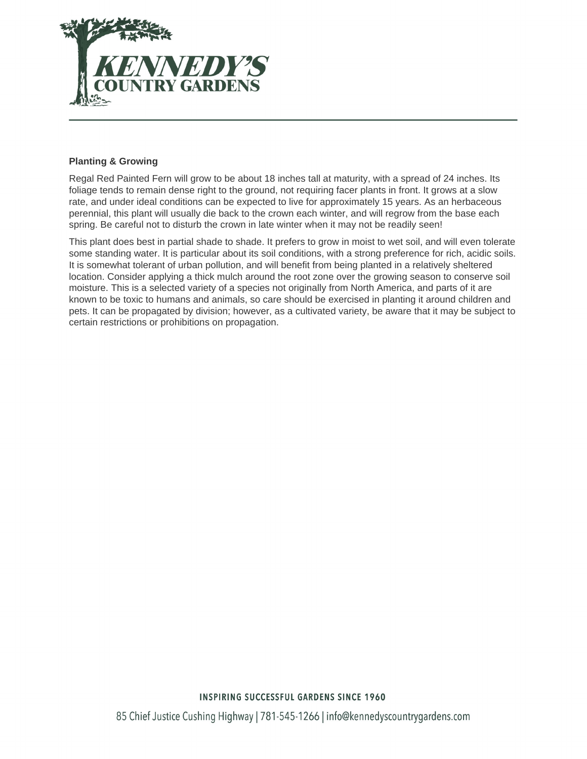**Planting & Growing**

Regal Red Painted Fern will grow to be about 18 inches tall at maturity, with a spread of 24 inches. Its foliage tends to remain dense right to the ground, not requiring facer plants in front. It grows at a slow rate, and under ideal conditions can be expected to live for approximately 15 years. As an herbaceous perennial, this plant will usually die back to the crown each winter, and will regrow from the base each spring. Be careful not to disturb the crown in late winter when it may not be readily seen!

This plant does best in partial shade to shade. It prefers to grow in moist to wet soil, and will even tolerate some standing water. It is particular about its soil conditions, with a strong preference for rich, acidic soils. It is somewhat tolerant of urban pollution, and will benefit from being planted in a relatively sheltered location. Consider applying a thick mulch around the root zone over the growing season to conserve soil moisture. This is a selected variety of a species not originally from North America, and parts of it are known to be toxic to humans and animals, so care should be exercised in planting it around children and pets. It can be propagated by division; however, as a cultivated variety, be aware that it may be subject to certain restrictions or prohibitions on propagation.